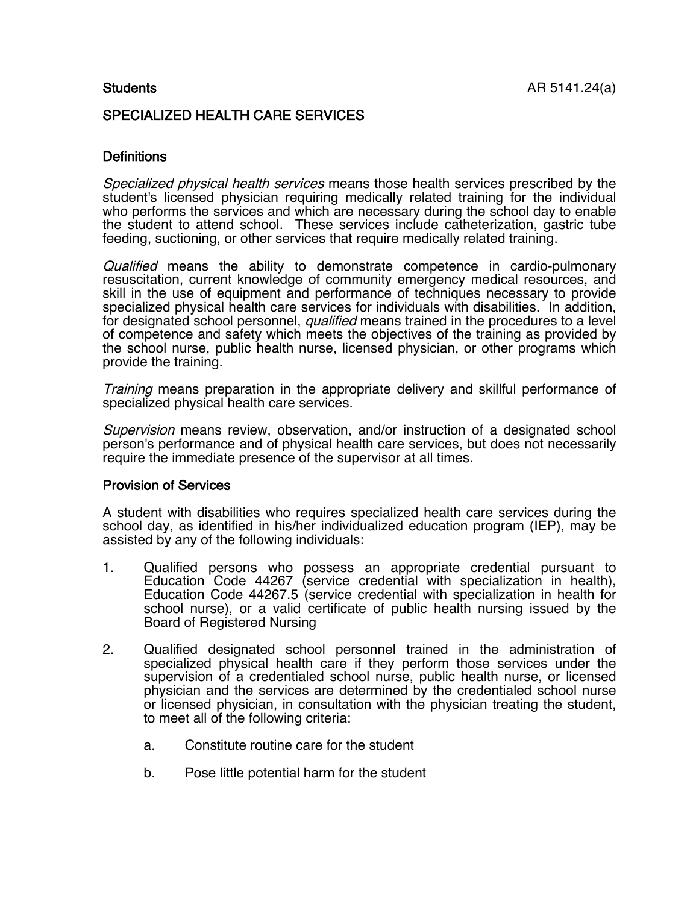**Students** AR 5141.24(a)

# SPECIALIZED HEALTH CARE SERVICES

## Definitions

*Specialized physical health services* means those health services prescribed by the student's licensed physician requiring medically related training for the individual who performs the services and which are necessary during the school day to enable the student to attend school. These services include catheterization, gastric tube feeding, suctioning, or other services that require medically related training.

*Qualified* means the ability to demonstrate competence in cardio-pulmonary resuscitation, current knowledge of community emergency medical resources, and skill in the use of equipment and performance of techniques necessary to provide specialized physical health care services for individuals with disabilities. In addition, for designated school personnel, *qualified* means trained in the procedures to a level of competence and safety which meets the objectives of the training as provided by the school nurse, public health nurse, licensed physician, or other programs which provide the training.

*Training* means preparation in the appropriate delivery and skillful performance of specialized physical health care services.

*Supervision* means review, observation, and/or instruction of a designated school person's performance and of physical health care services, but does not necessarily require the immediate presence of the supervisor at all times.

## Provision of Services

A student with disabilities who requires specialized health care services during the school day, as identified in his/her individualized education program (IEP), may be assisted by any of the following individuals:

1. Qualified persons who possess an appropriate credential pursuant to Education Code 44267 (service credential with specialization in health), Education Code 44267.5 (service credential with specialization in health for school nurse), or a valid certificate of public health nursing issued by the Board of Registered Nursing

2. Qualified designated school personnel trained in the administration of specialized physical health care if they perform those services under the supervision of a credentialed school nurse, public health nurse, or licensed physician and the services are determined by the credentialed school nurse or licensed physician, in consultation with the physician treating the student, to meet all of the following criteria:

   a. Constitute routine care for the student

   b. Pose little potential harm for the student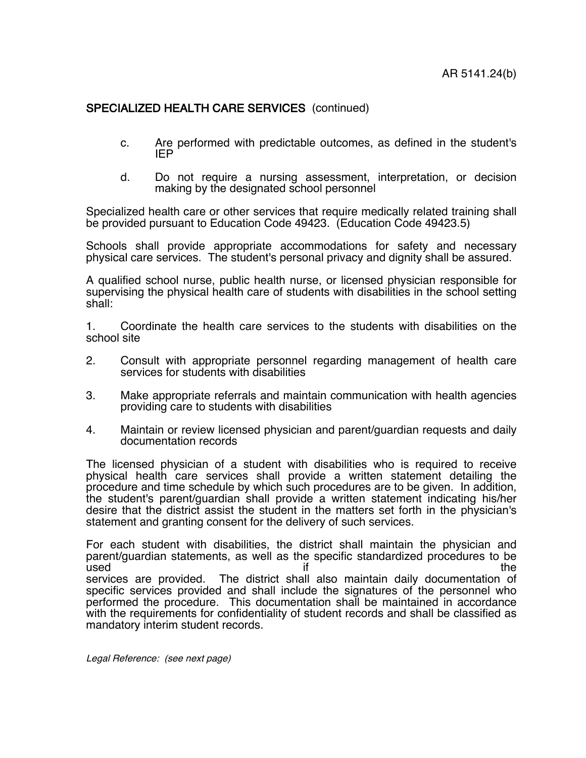## SPECIALIZED HEALTH CARE SERVICES (continued)

c. Are performed with predictable outcomes, as defined in the student's IEP

d. Do not require a nursing assessment, interpretation, or decision making by the designated school personnel

Specialized health care or other services that require medically related training shall be provided pursuant to Education Code 49423. (Education Code 49423.5)

Schools shall provide appropriate accommodations for safety and necessary physical care services. The student's personal privacy and dignity shall be assured.

A qualified school nurse, public health nurse, or licensed physician responsible for supervising the physical health care of students with disabilities in the school setting shall:

1. Coordinate the health care services to the students with disabilities on the school site

2. Consult with appropriate personnel regarding management of health care services for students with disabilities

3. Make appropriate referrals and maintain communication with health agencies providing care to students with disabilities

4. Maintain or review licensed physician and parent/guardian requests and daily documentation records

The licensed physician of a student with disabilities who is required to receive physical health care services shall provide a written statement detailing the procedure and time schedule by which such procedures are to be given. In addition, the student's parent/guardian shall provide a written statement indicating his/her desire that the district assist the student in the matters set forth in the physician's statement and granting consent for the delivery of such services.

For each student with disabilities, the district shall maintain the physician and parent/guardian statements, as well as the specific standardized procedures to be used if the services are provided. The district shall also maintain daily documentation of specific services provided and shall include the signatures of the personnel who performed the procedure. This documentation shall be maintained in accordance with the requirements for confidentiality of student records and shall be classified as mandatory interim student records.

*Legal Reference: (see next page)*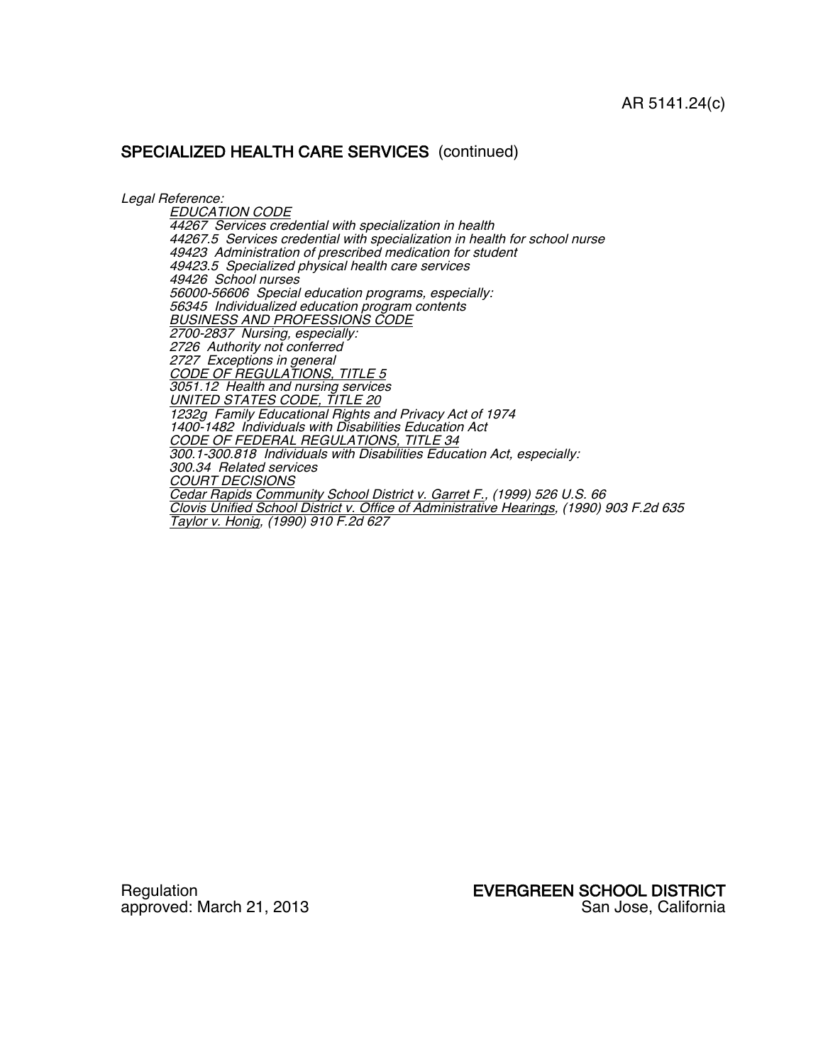## SPECIALIZED HEALTH CARE SERVICES (continued)

*Legal Reference:*

*EDUCATION CODE*
*44267 Services credential with specialization in health*
*44267.5 Services credential with specialization in health for school nurse*
*49423 Administration of prescribed medication for student*
*49423.5 Specialized physical health care services*
*49426 School nurses*
*56000-56606 Special education programs, especially:*
*56345 Individualized education program contents*
*BUSINESS AND PROFESSIONS CODE*
*2700-2837 Nursing, especially:*
*2726 Authority not conferred*
*2727 Exceptions in general*
*CODE OF REGULATIONS, TITLE 5*
*3051.12 Health and nursing services*
*UNITED STATES CODE, TITLE 20*
*1232g Family Educational Rights and Privacy Act of 1974*
*1400-1482 Individuals with Disabilities Education Act*
*CODE OF FEDERAL REGULATIONS, TITLE 34*
*300.1-300.818 Individuals with Disabilities Education Act, especially:*
*300.34 Related services*
*COURT DECISIONS*
*Cedar Rapids Community School District v. Garret F., (1999) 526 U.S. 66*
*Clovis Unified School District v. Office of Administrative Hearings, (1990) 903 F.2d 635*
*Taylor v. Honig, (1990) 910 F.2d 627*

Regulation
approved: March 21, 2013

**EVERGREEN SCHOOL DISTRICT**
San Jose, California